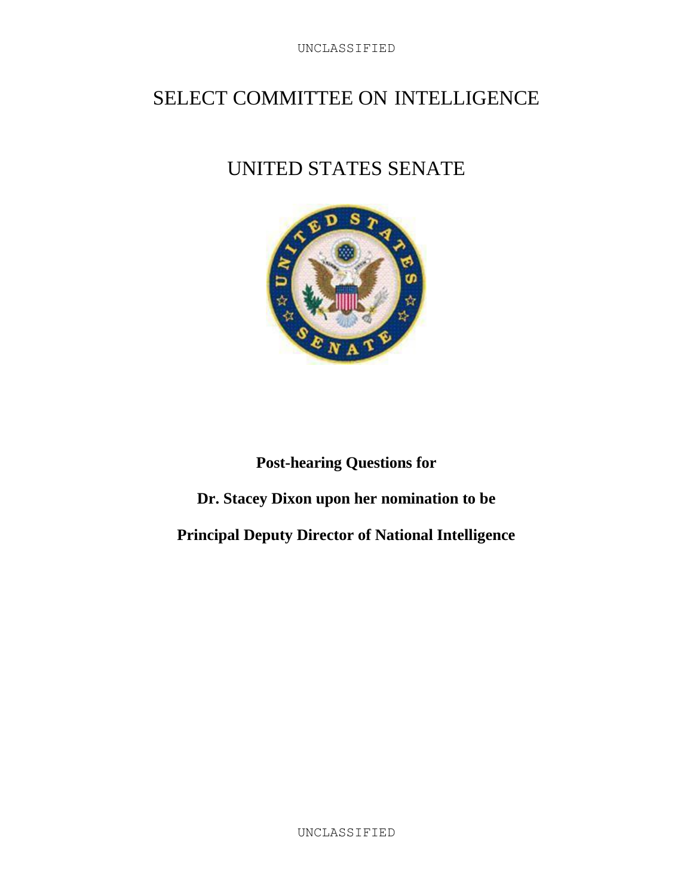# SELECT COMMITTEE ON INTELLIGENCE

# UNITED STATES SENATE

**Post-hearing Questions for**

**Dr. Stacey Dixon upon her nomination to be**

**Principal Deputy Director of National Intelligence**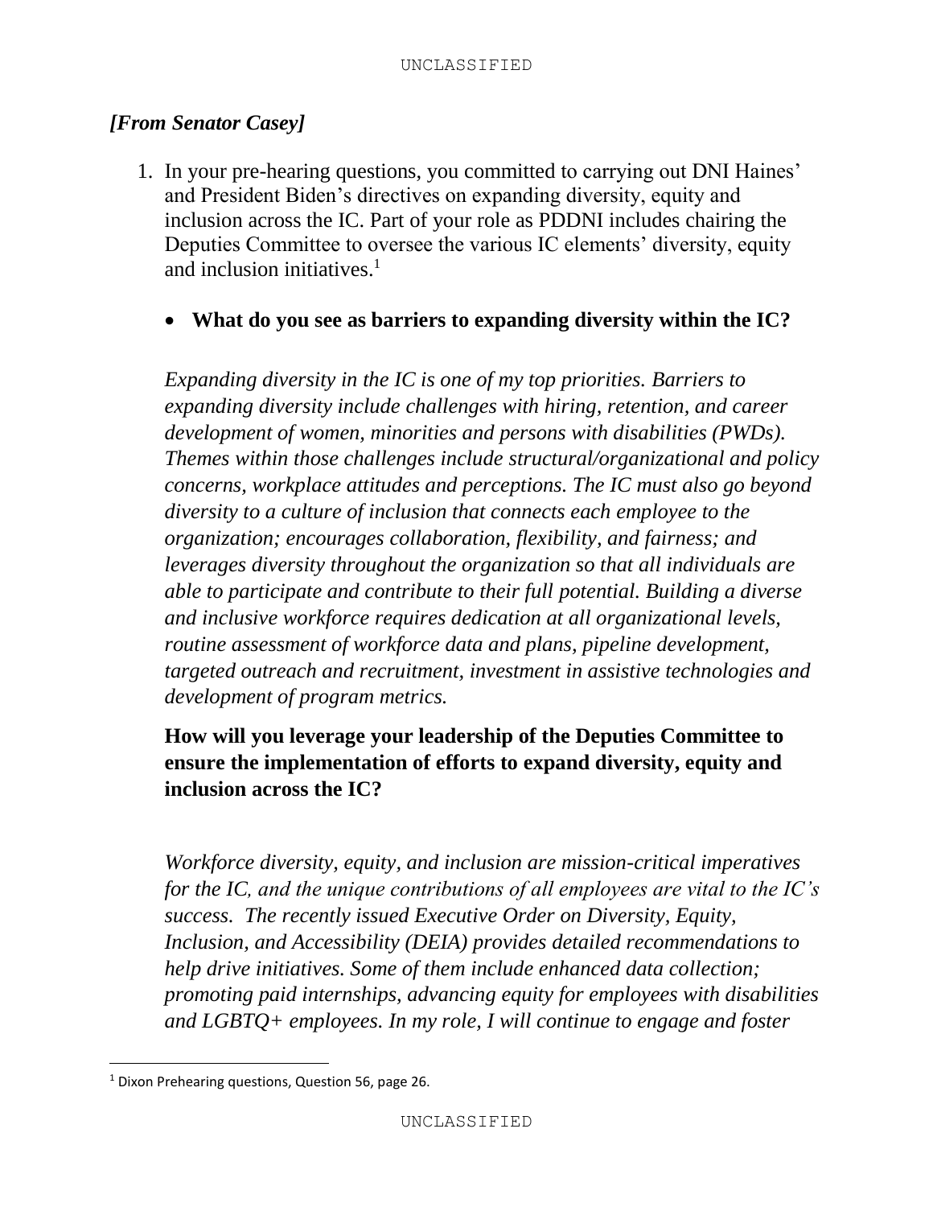*[From Senator Casey]*

1. In your pre-hearing questions, you committed to carrying out DNI Haines' and President Biden's directives on expanding diversity, equity and inclusion across the IC. Part of your role as PDDNI includes chairing the Deputies Committee to oversee the various IC elements' diversity, equity and inclusion initiatives.[1]

   - **What do you see as barriers to expanding diversity within the IC?**

   *Expanding diversity in the IC is one of my top priorities. Barriers to expanding diversity include challenges with hiring, retention, and career development of women, minorities and persons with disabilities (PWDs). Themes within those challenges include structural/organizational and policy concerns, workplace attitudes and perceptions. The IC must also go beyond diversity to a culture of inclusion that connects each employee to the organization; encourages collaboration, flexibility, and fairness; and leverages diversity throughout the organization so that all individuals are able to participate and contribute to their full potential. Building a diverse and inclusive workforce requires dedication at all organizational levels, routine assessment of workforce data and plans, pipeline development, targeted outreach and recruitment, investment in assistive technologies and development of program metrics.*

   **How will you leverage your leadership of the Deputies Committee to ensure the implementation of efforts to expand diversity, equity and inclusion across the IC?**

   *Workforce diversity, equity, and inclusion are mission-critical imperatives for the IC, and the unique contributions of all employees are vital to the IC's success. The recently issued Executive Order on Diversity, Equity, Inclusion, and Accessibility (DEIA) provides detailed recommendations to help drive initiatives. Some of them include enhanced data collection; promoting paid internships, advancing equity for employees with disabilities and LGBTQ+ employees. In my role, I will continue to engage and foster*

[1] Dixon Prehearing questions, Question 56, page 26.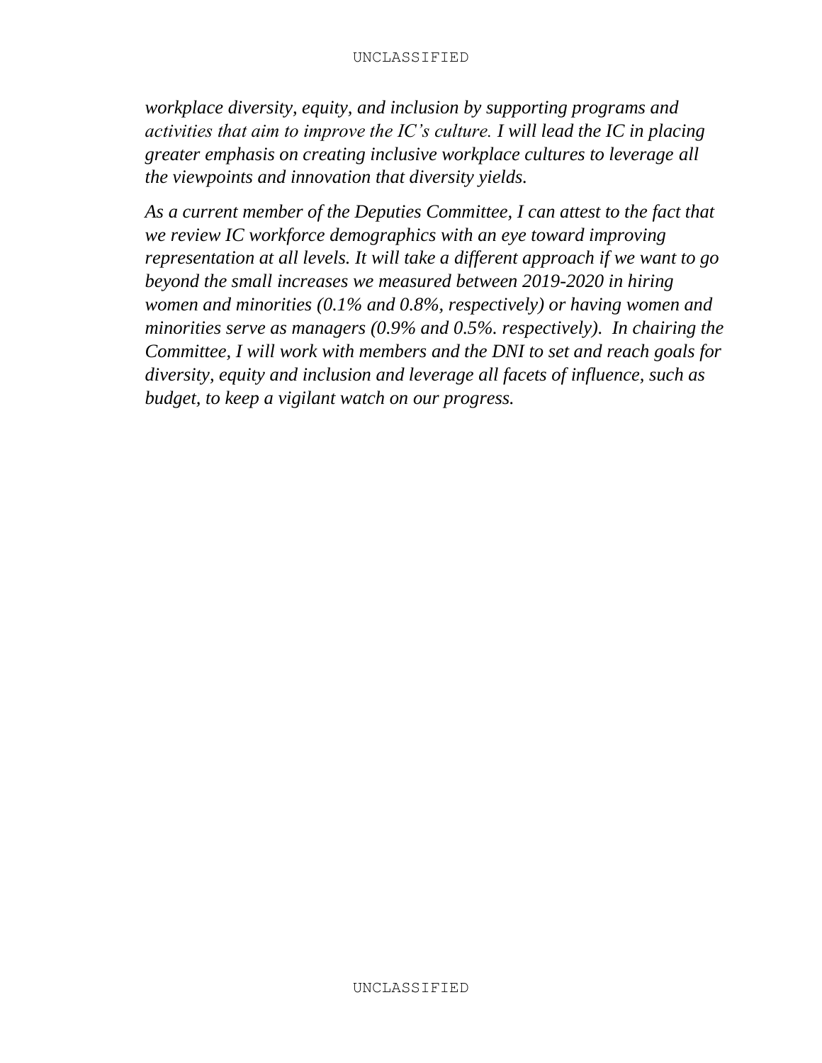*workplace diversity, equity, and inclusion by supporting programs and activities that aim to improve the IC's culture. I will lead the IC in placing greater emphasis on creating inclusive workplace cultures to leverage all the viewpoints and innovation that diversity yields.*

*As a current member of the Deputies Committee, I can attest to the fact that we review IC workforce demographics with an eye toward improving representation at all levels. It will take a different approach if we want to go beyond the small increases we measured between 2019-2020 in hiring women and minorities (0.1% and 0.8%, respectively) or having women and minorities serve as managers (0.9% and 0.5%. respectively). In chairing the Committee, I will work with members and the DNI to set and reach goals for diversity, equity and inclusion and leverage all facets of influence, such as budget, to keep a vigilant watch on our progress.*